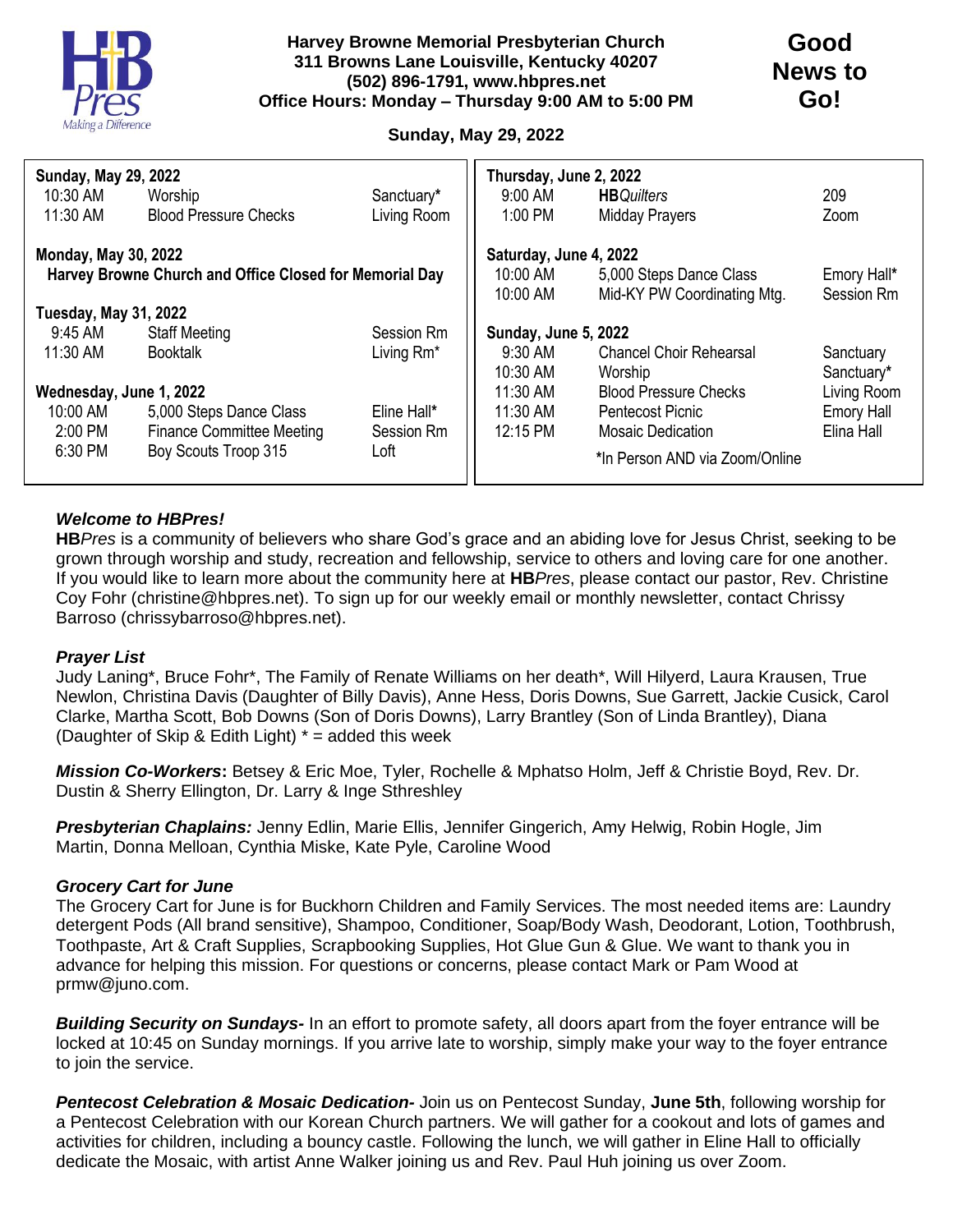# Harvey Browne Memorial Presbyterian Church

**311 Browns Lane Louisville, Kentucky 40207**
**(502) 896-1791, www.hbpres.net**
**Office Hours: Monday – Thursday 9:00 AM to 5:00 PM**

## Good News to Go!

**Sunday, May 29, 2022**

**Sunday, May 29, 2022**

| | | |
|---|---|---|
| 10:30 AM | Worship | Sanctuary* |
| 11:30 AM | Blood Pressure Checks | Living Room |

**Monday, May 30, 2022**

**Harvey Browne Church and Office Closed for Memorial Day**

**Tuesday, May 31, 2022**

| | | |
|---|---|---|
| 9:45 AM | Staff Meeting | Session Rm |
| 11:30 AM | Booktalk | Living Rm* |

**Wednesday, June 1, 2022**

| | | |
|---|---|---|
| 10:00 AM | 5,000 Steps Dance Class | Eline Hall* |
| 2:00 PM | Finance Committee Meeting | Session Rm |
| 6:30 PM | Boy Scouts Troop 315 | Loft |

**Thursday, June 2, 2022**

| | | |
|---|---|---|
| 9:00 AM | **HB***Quilters* | 209 |
| 1:00 PM | Midday Prayers | Zoom |

**Saturday, June 4, 2022**

| | | |
|---|---|---|
| 10:00 AM | 5,000 Steps Dance Class | Emory Hall* |
| 10:00 AM | Mid-KY PW Coordinating Mtg. | Session Rm |

**Sunday, June 5, 2022**

| | | |
|---|---|---|
| 9:30 AM | Chancel Choir Rehearsal | Sanctuary |
| 10:30 AM | Worship | Sanctuary* |
| 11:30 AM | Blood Pressure Checks | Living Room |
| 11:30 AM | Pentecost Picnic | Emory Hall |
| 12:15 PM | Mosaic Dedication | Elina Hall |

*In Person AND via Zoom/Online

***Welcome to HBPres!***

**HB***Pres* is a community of believers who share God's grace and an abiding love for Jesus Christ, seeking to be grown through worship and study, recreation and fellowship, service to others and loving care for one another. If you would like to learn more about the community here at **HB***Pres*, please contact our pastor, Rev. Christine Coy Fohr (christine@hbpres.net). To sign up for our weekly email or monthly newsletter, contact Chrissy Barroso (chrissybarroso@hbpres.net).

***Prayer List***

Judy Laning*, Bruce Fohr*, The Family of Renate Williams on her death*, Will Hilyerd, Laura Krausen, True Newlon, Christina Davis (Daughter of Billy Davis), Anne Hess, Doris Downs, Sue Garrett, Jackie Cusick, Carol Clarke, Martha Scott, Bob Downs (Son of Doris Downs), Larry Brantley (Son of Linda Brantley), Diana (Daughter of Skip & Edith Light) * = added this week

***Mission Co-Workers*:** Betsey & Eric Moe, Tyler, Rochelle & Mphatso Holm, Jeff & Christie Boyd, Rev. Dr. Dustin & Sherry Ellington, Dr. Larry & Inge Sthreshley

***Presbyterian Chaplains:*** Jenny Edlin, Marie Ellis, Jennifer Gingerich, Amy Helwig, Robin Hogle, Jim Martin, Donna Melloan, Cynthia Miske, Kate Pyle, Caroline Wood

***Grocery Cart for June***

The Grocery Cart for June is for Buckhorn Children and Family Services. The most needed items are: Laundry detergent Pods (All brand sensitive), Shampoo, Conditioner, Soap/Body Wash, Deodorant, Lotion, Toothbrush, Toothpaste, Art & Craft Supplies, Scrapbooking Supplies, Hot Glue Gun & Glue. We want to thank you in advance for helping this mission. For questions or concerns, please contact Mark or Pam Wood at prmw@juno.com.

***Building Security on Sundays-*** In an effort to promote safety, all doors apart from the foyer entrance will be locked at 10:45 on Sunday mornings. If you arrive late to worship, simply make your way to the foyer entrance to join the service.

***Pentecost Celebration & Mosaic Dedication-*** Join us on Pentecost Sunday, **June 5th**, following worship for a Pentecost Celebration with our Korean Church partners. We will gather for a cookout and lots of games and activities for children, including a bouncy castle. Following the lunch, we will gather in Eline Hall to officially dedicate the Mosaic, with artist Anne Walker joining us and Rev. Paul Huh joining us over Zoom.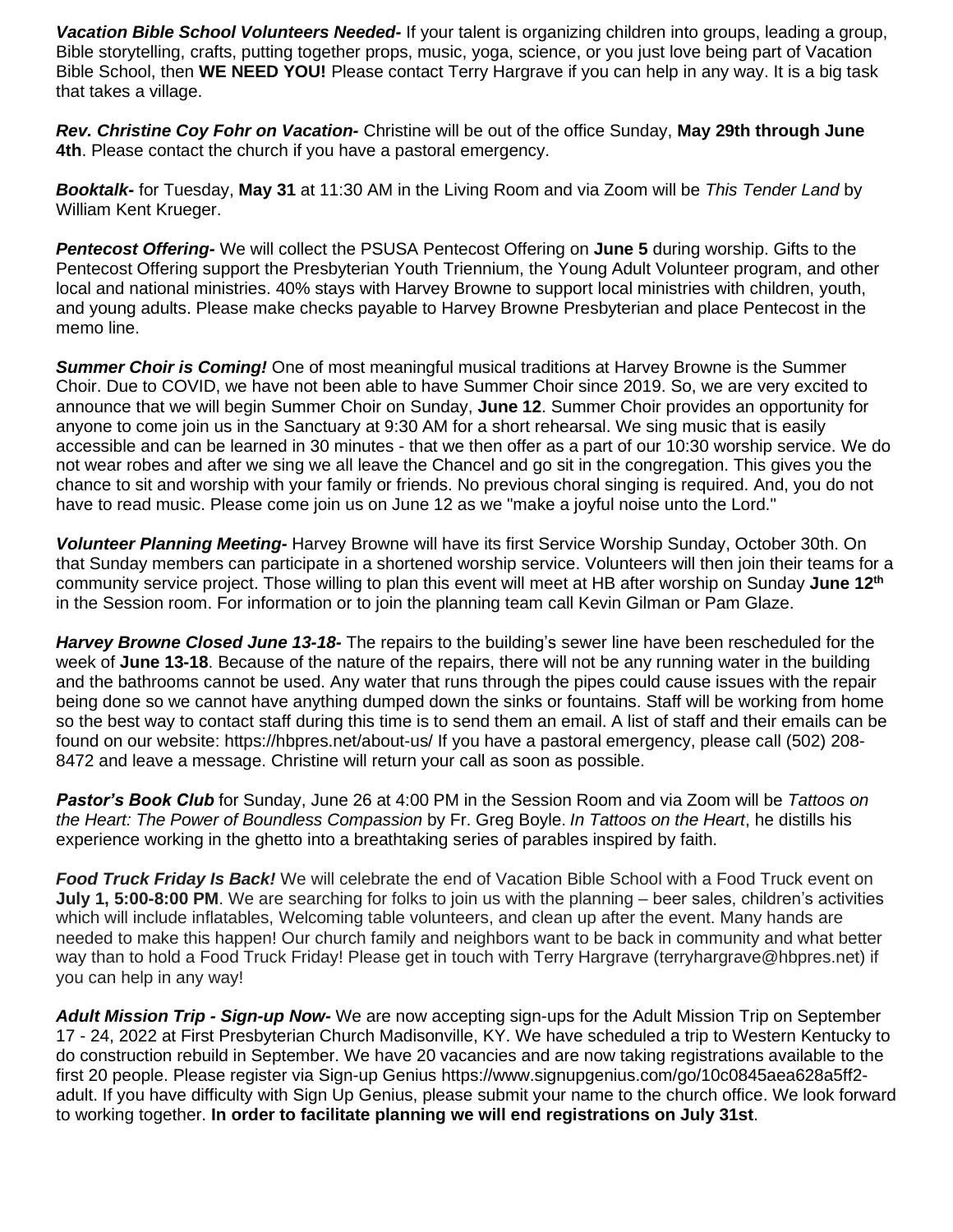***Vacation Bible School Volunteers Needed-*** If your talent is organizing children into groups, leading a group, Bible storytelling, crafts, putting together props, music, yoga, science, or you just love being part of Vacation Bible School, then **WE NEED YOU!** Please contact Terry Hargrave if you can help in any way. It is a big task that takes a village.

***Rev. Christine Coy Fohr on Vacation-*** Christine will be out of the office Sunday, **May 29th through June 4th**. Please contact the church if you have a pastoral emergency.

***Booktalk-*** for Tuesday, **May 31** at 11:30 AM in the Living Room and via Zoom will be *This Tender Land* by William Kent Krueger.

***Pentecost Offering-*** We will collect the PSUSA Pentecost Offering on **June 5** during worship. Gifts to the Pentecost Offering support the Presbyterian Youth Triennium, the Young Adult Volunteer program, and other local and national ministries. 40% stays with Harvey Browne to support local ministries with children, youth, and young adults. Please make checks payable to Harvey Browne Presbyterian and place Pentecost in the memo line.

***Summer Choir is Coming!*** One of most meaningful musical traditions at Harvey Browne is the Summer Choir. Due to COVID, we have not been able to have Summer Choir since 2019. So, we are very excited to announce that we will begin Summer Choir on Sunday, **June 12**. Summer Choir provides an opportunity for anyone to come join us in the Sanctuary at 9:30 AM for a short rehearsal. We sing music that is easily accessible and can be learned in 30 minutes - that we then offer as a part of our 10:30 worship service. We do not wear robes and after we sing we all leave the Chancel and go sit in the congregation. This gives you the chance to sit and worship with your family or friends. No previous choral singing is required. And, you do not have to read music. Please come join us on June 12 as we "make a joyful noise unto the Lord."

***Volunteer Planning Meeting-*** Harvey Browne will have its first Service Worship Sunday, October 30th. On that Sunday members can participate in a shortened worship service. Volunteers will then join their teams for a community service project. Those willing to plan this event will meet at HB after worship on Sunday **June 12th** in the Session room. For information or to join the planning team call Kevin Gilman or Pam Glaze.

***Harvey Browne Closed June 13-18-*** The repairs to the building's sewer line have been rescheduled for the week of **June 13-18**. Because of the nature of the repairs, there will not be any running water in the building and the bathrooms cannot be used. Any water that runs through the pipes could cause issues with the repair being done so we cannot have anything dumped down the sinks or fountains. Staff will be working from home so the best way to contact staff during this time is to send them an email. A list of staff and their emails can be found on our website: https://hbpres.net/about-us/ If you have a pastoral emergency, please call (502) 208-8472 and leave a message. Christine will return your call as soon as possible.

***Pastor's Book Club*** for Sunday, June 26 at 4:00 PM in the Session Room and via Zoom will be *Tattoos on the Heart: The Power of Boundless Compassion* by Fr. Greg Boyle. *In Tattoos on the Heart*, he distills his experience working in the ghetto into a breathtaking series of parables inspired by faith.

***Food Truck Friday Is Back!*** We will celebrate the end of Vacation Bible School with a Food Truck event on **July 1, 5:00-8:00 PM**. We are searching for folks to join us with the planning – beer sales, children's activities which will include inflatables, Welcoming table volunteers, and clean up after the event. Many hands are needed to make this happen! Our church family and neighbors want to be back in community and what better way than to hold a Food Truck Friday! Please get in touch with Terry Hargrave (terryhargrave@hbpres.net) if you can help in any way!

***Adult Mission Trip - Sign-up Now-*** We are now accepting sign-ups for the Adult Mission Trip on September 17 - 24, 2022 at First Presbyterian Church Madisonville, KY. We have scheduled a trip to Western Kentucky to do construction rebuild in September. We have 20 vacancies and are now taking registrations available to the first 20 people. Please register via Sign-up Genius https://www.signupgenius.com/go/10c0845aea628a5ff2-adult. If you have difficulty with Sign Up Genius, please submit your name to the church office. We look forward to working together. **In order to facilitate planning we will end registrations on July 31st**.